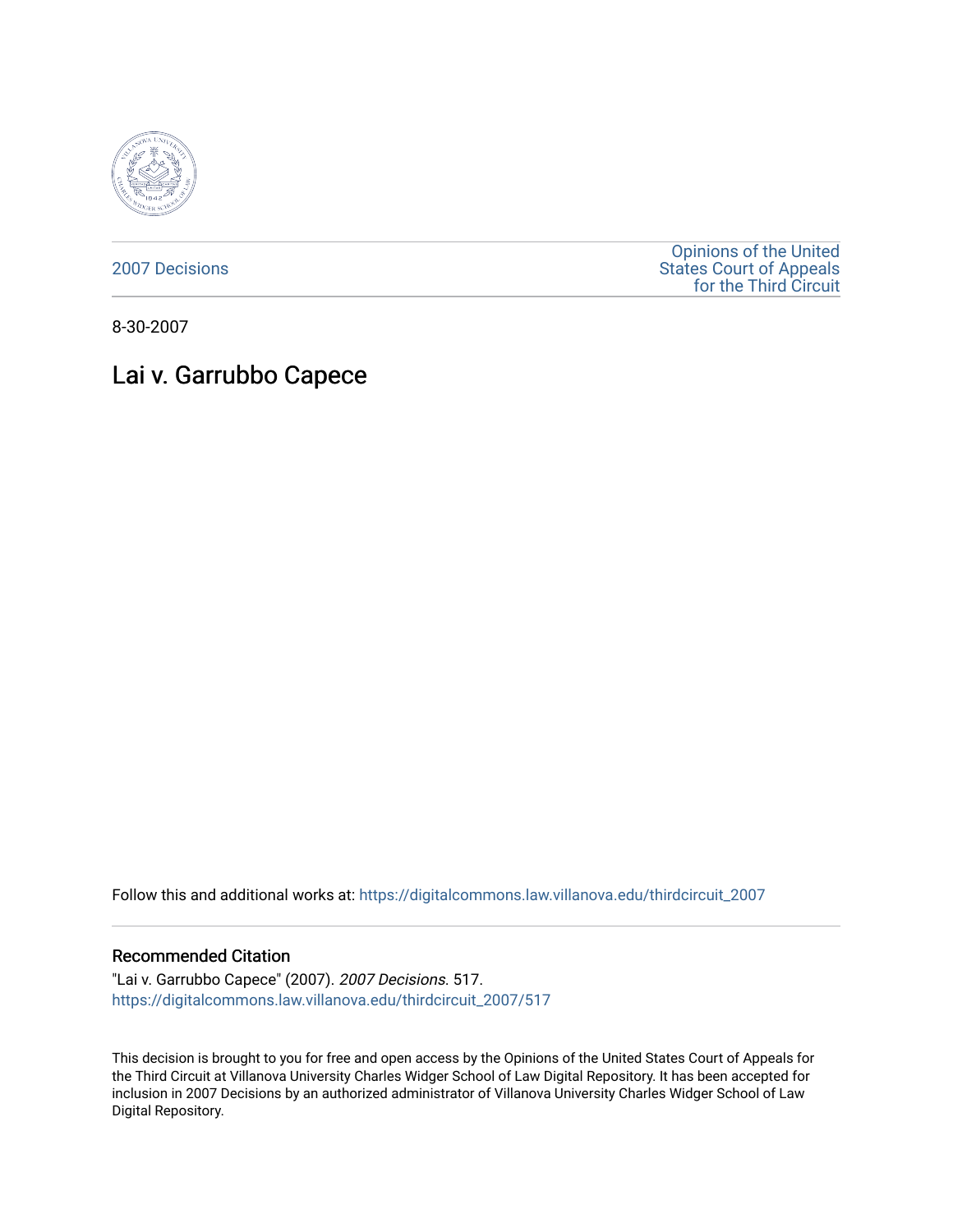2007 Decisions

Opinions of the United States Court of Appeals for the Third Circuit

8-30-2007

# Lai v. Garrubbo Capece

Follow this and additional works at: https://digitalcommons.law.villanova.edu/thirdcircuit_2007

## Recommended Citation

"Lai v. Garrubbo Capece" (2007). *2007 Decisions*. 517.
https://digitalcommons.law.villanova.edu/thirdcircuit_2007/517

This decision is brought to you for free and open access by the Opinions of the United States Court of Appeals for the Third Circuit at Villanova University Charles Widger School of Law Digital Repository. It has been accepted for inclusion in 2007 Decisions by an authorized administrator of Villanova University Charles Widger School of Law Digital Repository.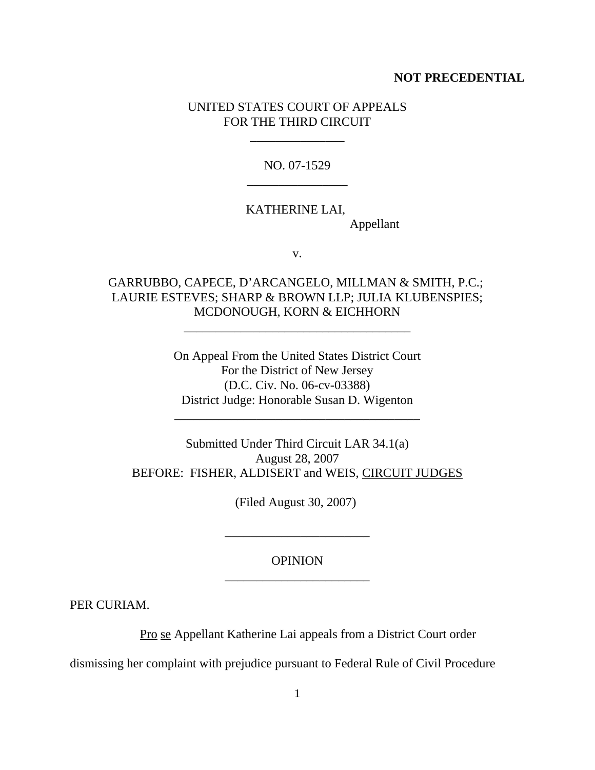**NOT PRECEDENTIAL**

UNITED STATES COURT OF APPEALS
FOR THE THIRD CIRCUIT

NO. 07-1529

KATHERINE LAI,
Appellant

v.

GARRUBBO, CAPECE, D'ARCANGELO, MILLMAN & SMITH, P.C.; LAURIE ESTEVES; SHARP & BROWN LLP; JULIA KLUBENSPIES; MCDONOUGH, KORN & EICHHORN

On Appeal From the United States District Court
For the District of New Jersey
(D.C. Civ. No. 06-cv-03388)
District Judge: Honorable Susan D. Wigenton

Submitted Under Third Circuit LAR 34.1(a)
August 28, 2007
BEFORE: FISHER, ALDISERT and WEIS, CIRCUIT JUDGES

(Filed August 30, 2007)

OPINION

PER CURIAM.

Pro se Appellant Katherine Lai appeals from a District Court order dismissing her complaint with prejudice pursuant to Federal Rule of Civil Procedure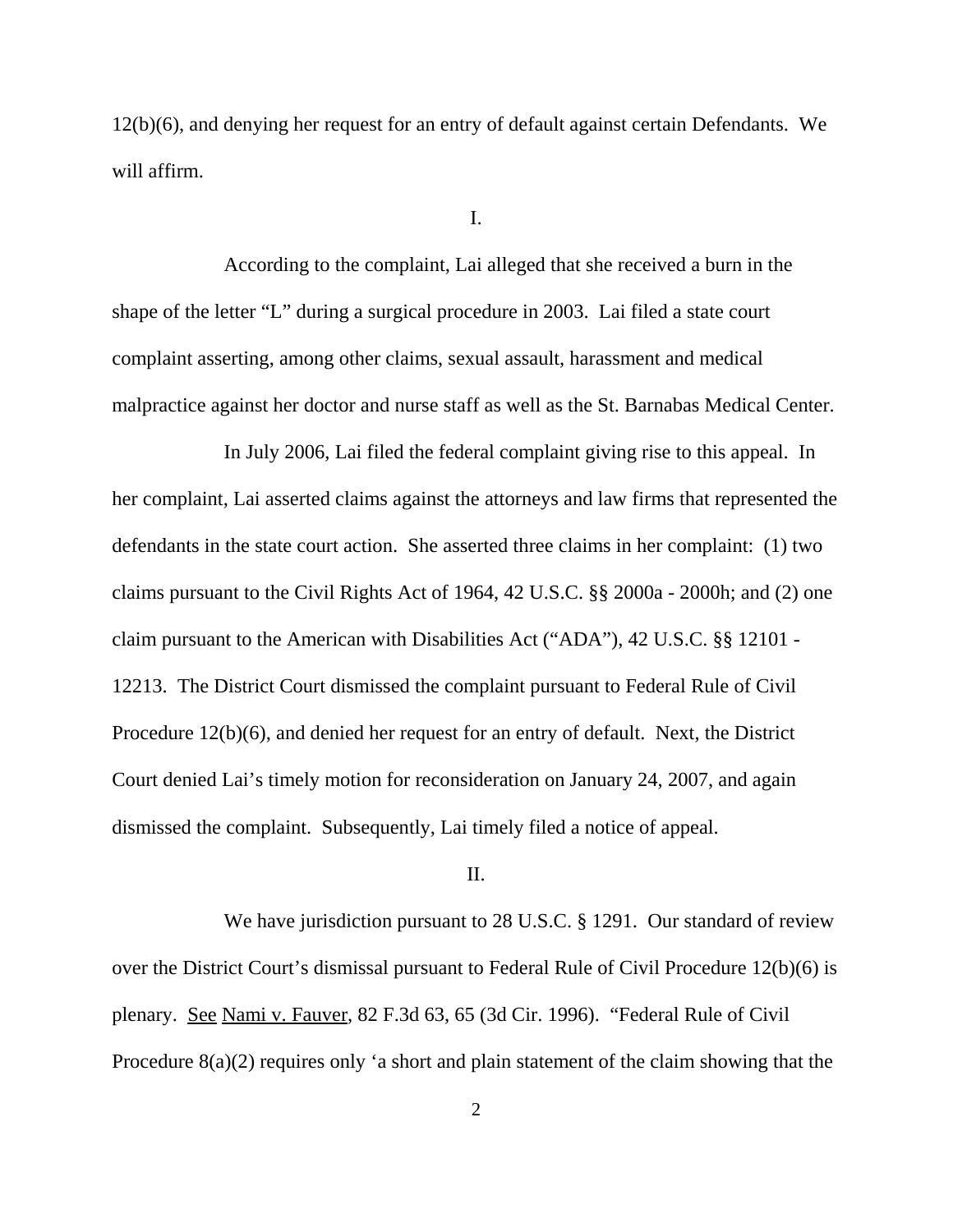12(b)(6), and denying her request for an entry of default against certain Defendants. We will affirm.

I.

According to the complaint, Lai alleged that she received a burn in the shape of the letter "L" during a surgical procedure in 2003. Lai filed a state court complaint asserting, among other claims, sexual assault, harassment and medical malpractice against her doctor and nurse staff as well as the St. Barnabas Medical Center.

In July 2006, Lai filed the federal complaint giving rise to this appeal. In her complaint, Lai asserted claims against the attorneys and law firms that represented the defendants in the state court action. She asserted three claims in her complaint: (1) two claims pursuant to the Civil Rights Act of 1964, 42 U.S.C. §§ 2000a - 2000h; and (2) one claim pursuant to the American with Disabilities Act ("ADA"), 42 U.S.C. §§ 12101 - 12213. The District Court dismissed the complaint pursuant to Federal Rule of Civil Procedure 12(b)(6), and denied her request for an entry of default. Next, the District Court denied Lai's timely motion for reconsideration on January 24, 2007, and again dismissed the complaint. Subsequently, Lai timely filed a notice of appeal.

II.

We have jurisdiction pursuant to 28 U.S.C. § 1291. Our standard of review over the District Court's dismissal pursuant to Federal Rule of Civil Procedure 12(b)(6) is plenary. See Nami v. Fauver, 82 F.3d 63, 65 (3d Cir. 1996). "Federal Rule of Civil Procedure 8(a)(2) requires only 'a short and plain statement of the claim showing that the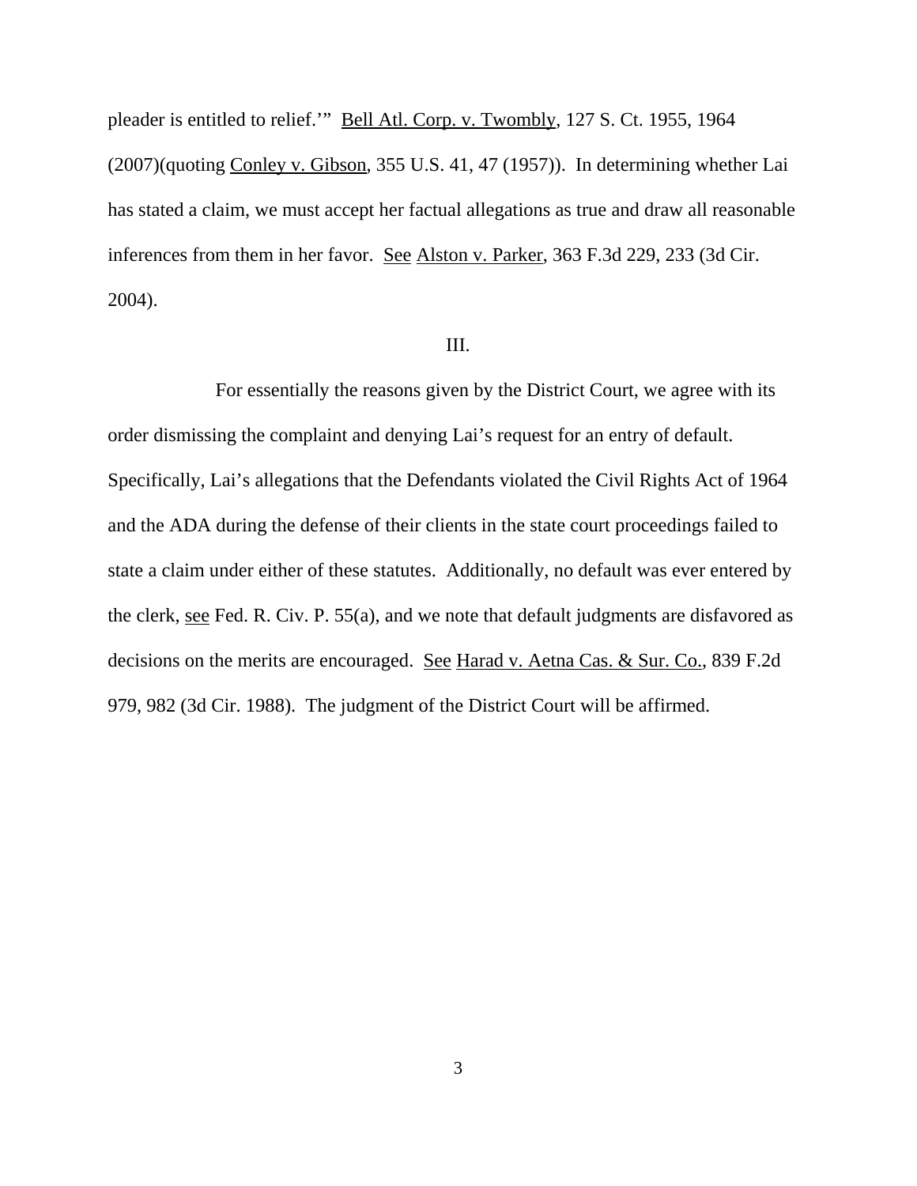pleader is entitled to relief.'" Bell Atl. Corp. v. Twombly, 127 S. Ct. 1955, 1964 (2007)(quoting Conley v. Gibson, 355 U.S. 41, 47 (1957)). In determining whether Lai has stated a claim, we must accept her factual allegations as true and draw all reasonable inferences from them in her favor. See Alston v. Parker, 363 F.3d 229, 233 (3d Cir. 2004).

III.

For essentially the reasons given by the District Court, we agree with its order dismissing the complaint and denying Lai's request for an entry of default. Specifically, Lai's allegations that the Defendants violated the Civil Rights Act of 1964 and the ADA during the defense of their clients in the state court proceedings failed to state a claim under either of these statutes. Additionally, no default was ever entered by the clerk, see Fed. R. Civ. P. 55(a), and we note that default judgments are disfavored as decisions on the merits are encouraged. See Harad v. Aetna Cas. & Sur. Co., 839 F.2d 979, 982 (3d Cir. 1988). The judgment of the District Court will be affirmed.